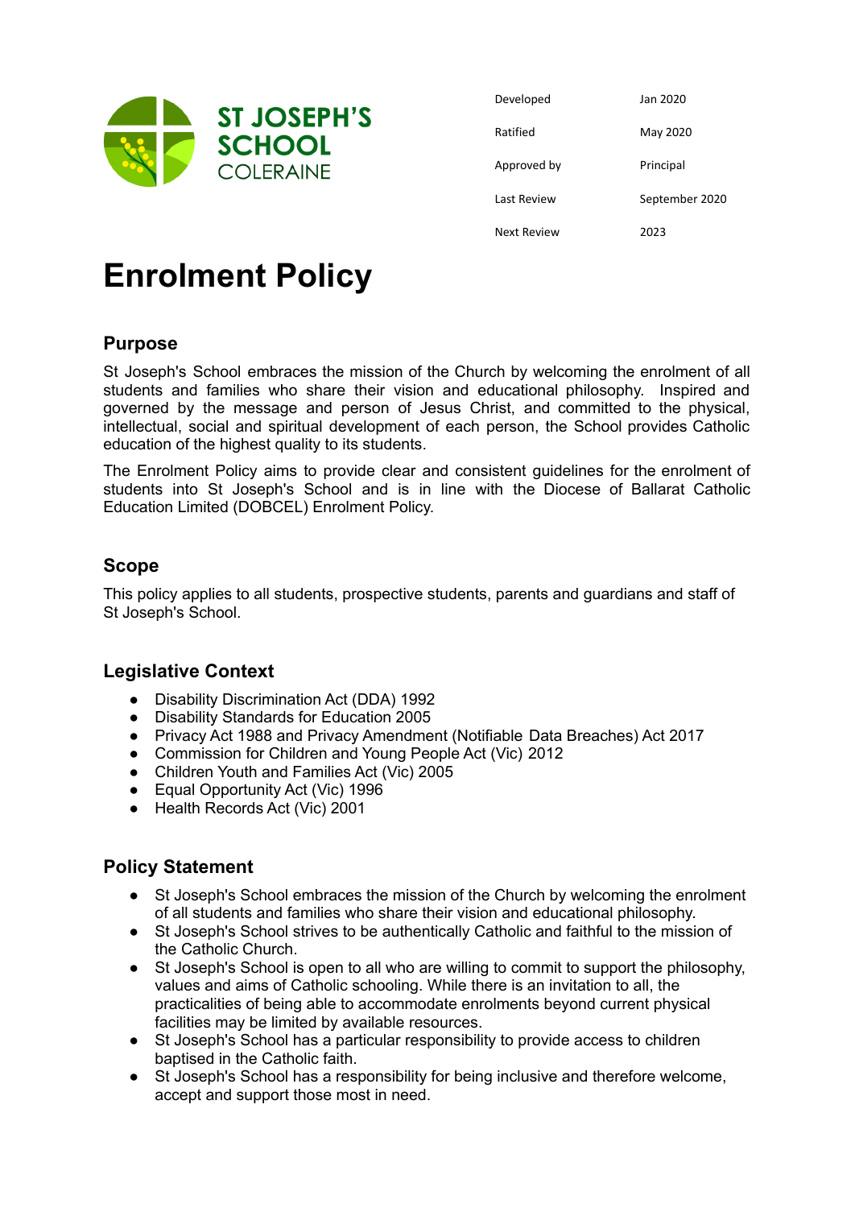ST JOSEPH'S SCHOOL
COLERAINE

| Developed | Jan 2020 |
|---|---|
| Ratified | May 2020 |
| Approved by | Principal |
| Last Review | September 2020 |
| Next Review | 2023 |

# Enrolment Policy

## Purpose

St Joseph's School embraces the mission of the Church by welcoming the enrolment of all students and families who share their vision and educational philosophy. Inspired and governed by the message and person of Jesus Christ, and committed to the physical, intellectual, social and spiritual development of each person, the School provides Catholic education of the highest quality to its students.

The Enrolment Policy aims to provide clear and consistent guidelines for the enrolment of students into St Joseph's School and is in line with the Diocese of Ballarat Catholic Education Limited (DOBCEL) Enrolment Policy.

## Scope

This policy applies to all students, prospective students, parents and guardians and staff of St Joseph's School.

## Legislative Context

- Disability Discrimination Act (DDA) 1992
- Disability Standards for Education 2005
- Privacy Act 1988 and Privacy Amendment (Notifiable Data Breaches) Act 2017
- Commission for Children and Young People Act (Vic) 2012
- Children Youth and Families Act (Vic) 2005
- Equal Opportunity Act (Vic) 1996
- Health Records Act (Vic) 2001

## Policy Statement

- St Joseph's School embraces the mission of the Church by welcoming the enrolment of all students and families who share their vision and educational philosophy.
- St Joseph's School strives to be authentically Catholic and faithful to the mission of the Catholic Church.
- St Joseph's School is open to all who are willing to commit to support the philosophy, values and aims of Catholic schooling. While there is an invitation to all, the practicalities of being able to accommodate enrolments beyond current physical facilities may be limited by available resources.
- St Joseph's School has a particular responsibility to provide access to children baptised in the Catholic faith.
- St Joseph's School has a responsibility for being inclusive and therefore welcome, accept and support those most in need.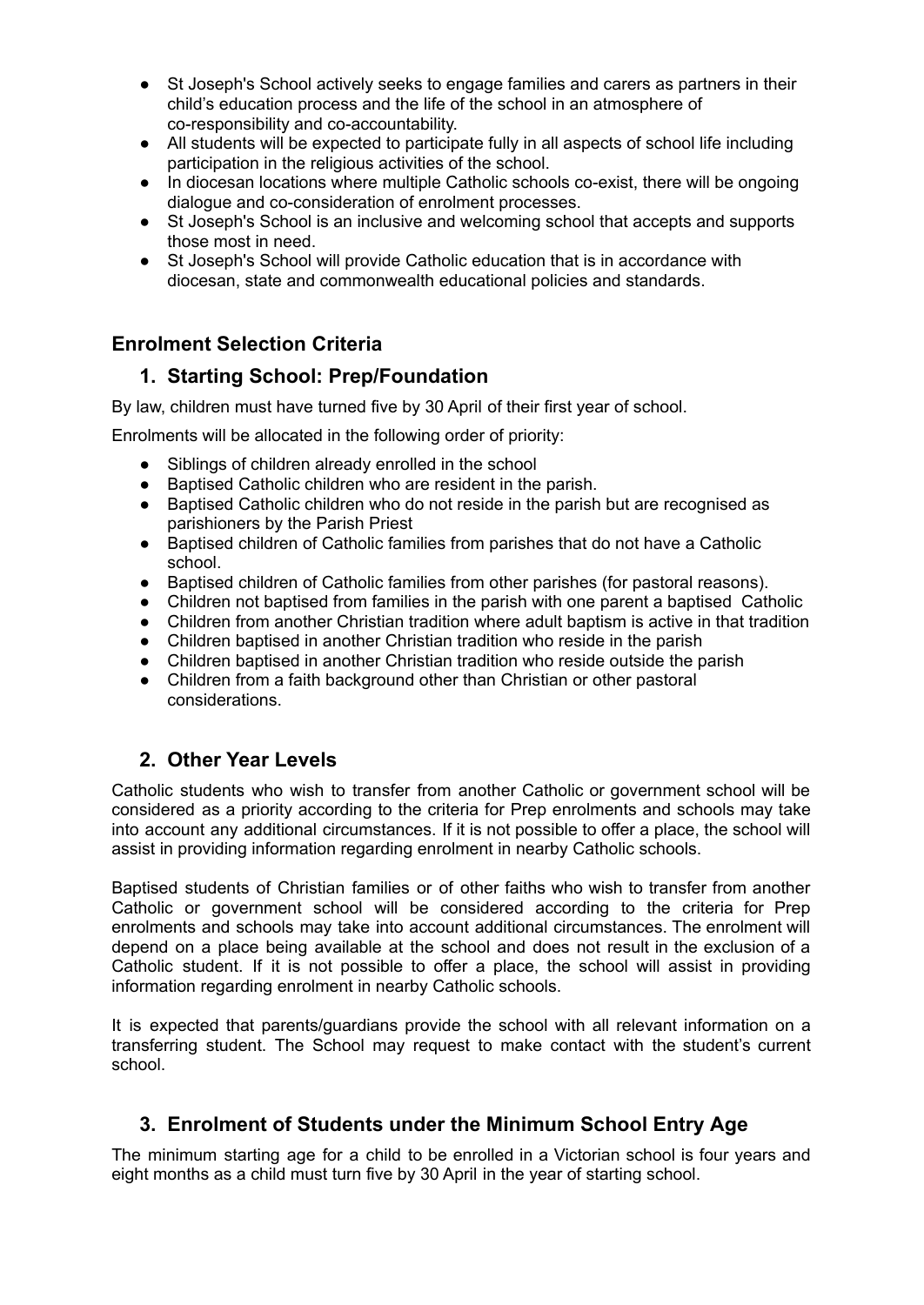- St Joseph's School actively seeks to engage families and carers as partners in their child's education process and the life of the school in an atmosphere of co-responsibility and co-accountability.
- All students will be expected to participate fully in all aspects of school life including participation in the religious activities of the school.
- In diocesan locations where multiple Catholic schools co-exist, there will be ongoing dialogue and co-consideration of enrolment processes.
- St Joseph's School is an inclusive and welcoming school that accepts and supports those most in need.
- St Joseph's School will provide Catholic education that is in accordance with diocesan, state and commonwealth educational policies and standards.

## Enrolment Selection Criteria

### 1. Starting School: Prep/Foundation

By law, children must have turned five by 30 April of their first year of school.

Enrolments will be allocated in the following order of priority:

- Siblings of children already enrolled in the school
- Baptised Catholic children who are resident in the parish.
- Baptised Catholic children who do not reside in the parish but are recognised as parishioners by the Parish Priest
- Baptised children of Catholic families from parishes that do not have a Catholic school.
- Baptised children of Catholic families from other parishes (for pastoral reasons).
- Children not baptised from families in the parish with one parent a baptised Catholic
- Children from another Christian tradition where adult baptism is active in that tradition
- Children baptised in another Christian tradition who reside in the parish
- Children baptised in another Christian tradition who reside outside the parish
- Children from a faith background other than Christian or other pastoral considerations.

### 2. Other Year Levels

Catholic students who wish to transfer from another Catholic or government school will be considered as a priority according to the criteria for Prep enrolments and schools may take into account any additional circumstances. If it is not possible to offer a place, the school will assist in providing information regarding enrolment in nearby Catholic schools.

Baptised students of Christian families or of other faiths who wish to transfer from another Catholic or government school will be considered according to the criteria for Prep enrolments and schools may take into account additional circumstances. The enrolment will depend on a place being available at the school and does not result in the exclusion of a Catholic student. If it is not possible to offer a place, the school will assist in providing information regarding enrolment in nearby Catholic schools.

It is expected that parents/guardians provide the school with all relevant information on a transferring student. The School may request to make contact with the student's current school.

### 3. Enrolment of Students under the Minimum School Entry Age

The minimum starting age for a child to be enrolled in a Victorian school is four years and eight months as a child must turn five by 30 April in the year of starting school.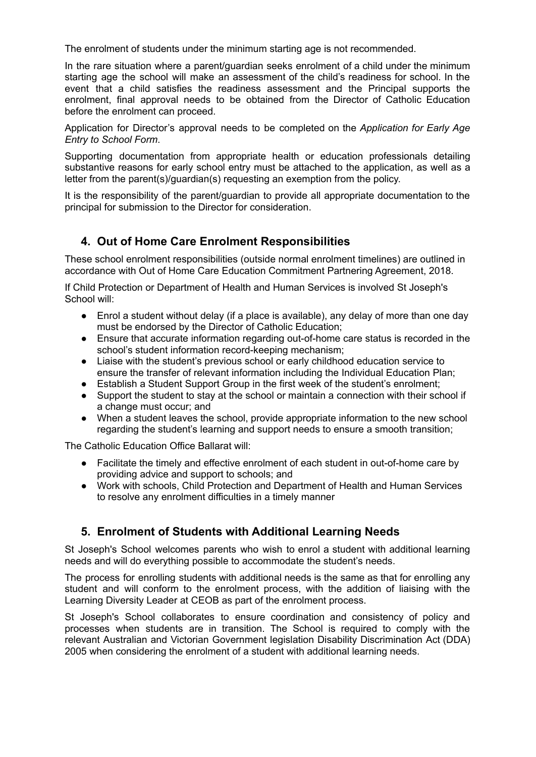The enrolment of students under the minimum starting age is not recommended.

In the rare situation where a parent/guardian seeks enrolment of a child under the minimum starting age the school will make an assessment of the child's readiness for school. In the event that a child satisfies the readiness assessment and the Principal supports the enrolment, final approval needs to be obtained from the Director of Catholic Education before the enrolment can proceed.

Application for Director's approval needs to be completed on the *Application for Early Age Entry to School Form*.

Supporting documentation from appropriate health or education professionals detailing substantive reasons for early school entry must be attached to the application, as well as a letter from the parent(s)/guardian(s) requesting an exemption from the policy.

It is the responsibility of the parent/guardian to provide all appropriate documentation to the principal for submission to the Director for consideration.

## 4. Out of Home Care Enrolment Responsibilities

These school enrolment responsibilities (outside normal enrolment timelines) are outlined in accordance with Out of Home Care Education Commitment Partnering Agreement, 2018.

If Child Protection or Department of Health and Human Services is involved St Joseph's School will:

- Enrol a student without delay (if a place is available), any delay of more than one day must be endorsed by the Director of Catholic Education;
- Ensure that accurate information regarding out-of-home care status is recorded in the school's student information record-keeping mechanism;
- Liaise with the student's previous school or early childhood education service to ensure the transfer of relevant information including the Individual Education Plan;
- Establish a Student Support Group in the first week of the student's enrolment;
- Support the student to stay at the school or maintain a connection with their school if a change must occur; and
- When a student leaves the school, provide appropriate information to the new school regarding the student's learning and support needs to ensure a smooth transition;

The Catholic Education Office Ballarat will:

- Facilitate the timely and effective enrolment of each student in out-of-home care by providing advice and support to schools; and
- Work with schools, Child Protection and Department of Health and Human Services to resolve any enrolment difficulties in a timely manner

## 5. Enrolment of Students with Additional Learning Needs

St Joseph's School welcomes parents who wish to enrol a student with additional learning needs and will do everything possible to accommodate the student's needs.

The process for enrolling students with additional needs is the same as that for enrolling any student and will conform to the enrolment process, with the addition of liaising with the Learning Diversity Leader at CEOB as part of the enrolment process.

St Joseph's School collaborates to ensure coordination and consistency of policy and processes when students are in transition. The School is required to comply with the relevant Australian and Victorian Government legislation Disability Discrimination Act (DDA) 2005 when considering the enrolment of a student with additional learning needs.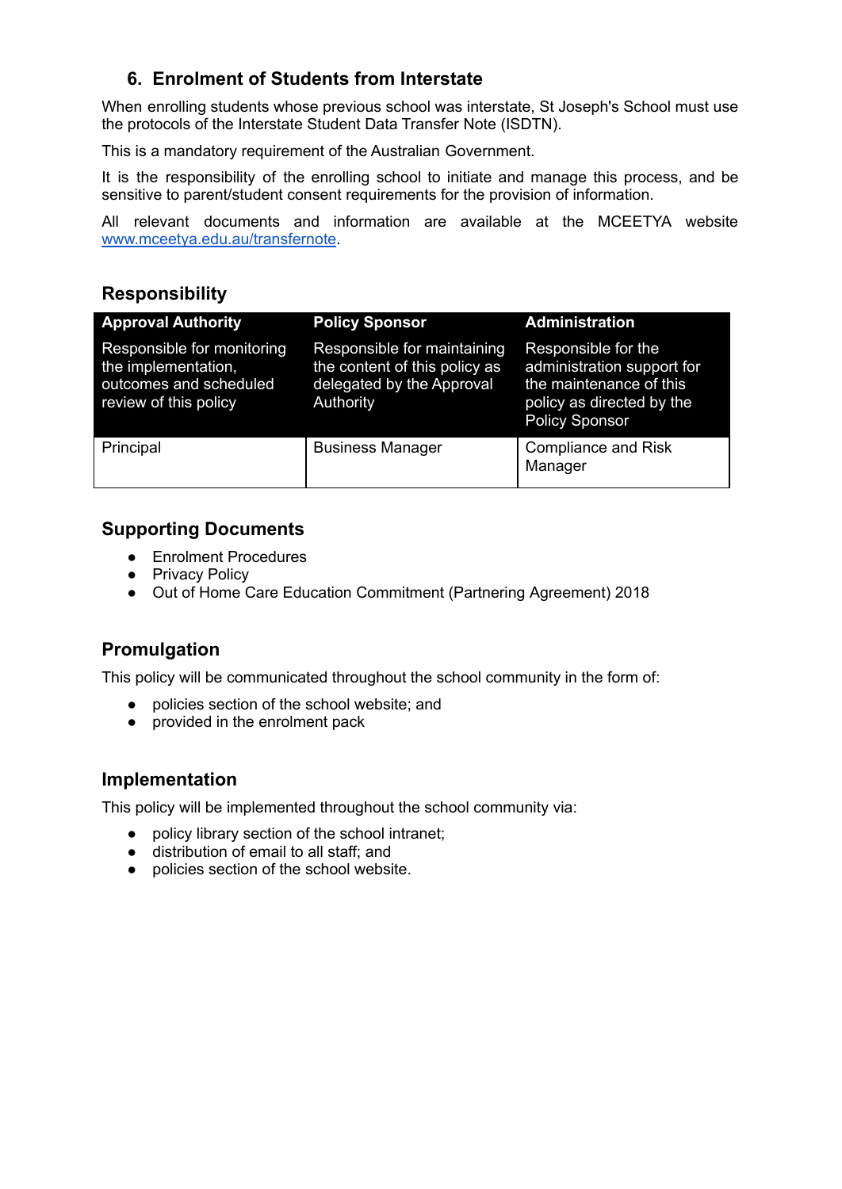## 6. Enrolment of Students from Interstate

When enrolling students whose previous school was interstate, St Joseph's School must use the protocols of the Interstate Student Data Transfer Note (ISDTN).

This is a mandatory requirement of the Australian Government.

It is the responsibility of the enrolling school to initiate and manage this process, and be sensitive to parent/student consent requirements for the provision of information.

All relevant documents and information are available at the MCEETYA website [www.mceetya.edu.au/transfernote](http://www.mceetya.edu.au/transfernote).

## Responsibility

| Approval Authority | Policy Sponsor | Administration |
|---|---|---|
| Responsible for monitoring the implementation, outcomes and scheduled review of this policy | Responsible for maintaining the content of this policy as delegated by the Approval Authority | Responsible for the administration support for the maintenance of this policy as directed by the Policy Sponsor |
| Principal | Business Manager | Compliance and Risk Manager |

## Supporting Documents

- Enrolment Procedures
- Privacy Policy
- Out of Home Care Education Commitment (Partnering Agreement) 2018

## Promulgation

This policy will be communicated throughout the school community in the form of:

- policies section of the school website; and
- provided in the enrolment pack

## Implementation

This policy will be implemented throughout the school community via:

- policy library section of the school intranet;
- distribution of email to all staff; and
- policies section of the school website.